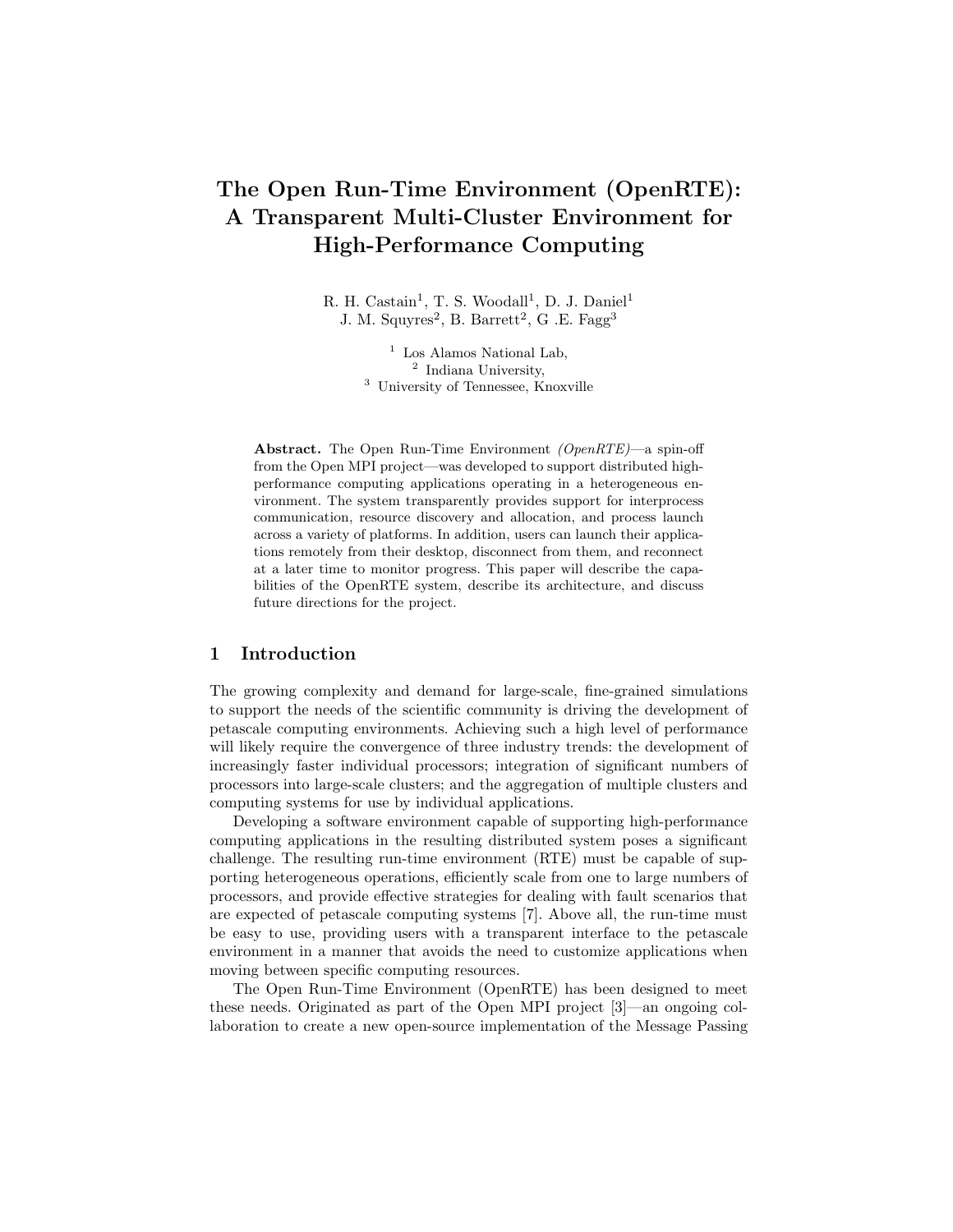# The Open Run-Time Environment (OpenRTE): A Transparent Multi-Cluster Environment for High-Performance Computing

R. H. Castain[1], T. S. Woodall[1], D. J. Daniel[1]
J. M. Squyres[2], B. Barrett[2], G .E. Fagg[3]

[1] Los Alamos National Lab,
[2] Indiana University,
[3] University of Tennessee, Knoxville

**Abstract.** The Open Run-Time Environment *(OpenRTE)*—a spin-off from the Open MPI project—was developed to support distributed high-performance computing applications operating in a heterogeneous environment. The system transparently provides support for interprocess communication, resource discovery and allocation, and process launch across a variety of platforms. In addition, users can launch their applications remotely from their desktop, disconnect from them, and reconnect at a later time to monitor progress. This paper will describe the capabilities of the OpenRTE system, describe its architecture, and discuss future directions for the project.

## 1 Introduction

The growing complexity and demand for large-scale, fine-grained simulations to support the needs of the scientific community is driving the development of petascale computing environments. Achieving such a high level of performance will likely require the convergence of three industry trends: the development of increasingly faster individual processors; integration of significant numbers of processors into large-scale clusters; and the aggregation of multiple clusters and computing systems for use by individual applications.

Developing a software environment capable of supporting high-performance computing applications in the resulting distributed system poses a significant challenge. The resulting run-time environment (RTE) must be capable of supporting heterogeneous operations, efficiently scale from one to large numbers of processors, and provide effective strategies for dealing with fault scenarios that are expected of petascale computing systems [7]. Above all, the run-time must be easy to use, providing users with a transparent interface to the petascale environment in a manner that avoids the need to customize applications when moving between specific computing resources.

The Open Run-Time Environment (OpenRTE) has been designed to meet these needs. Originated as part of the Open MPI project [3]—an ongoing collaboration to create a new open-source implementation of the Message Passing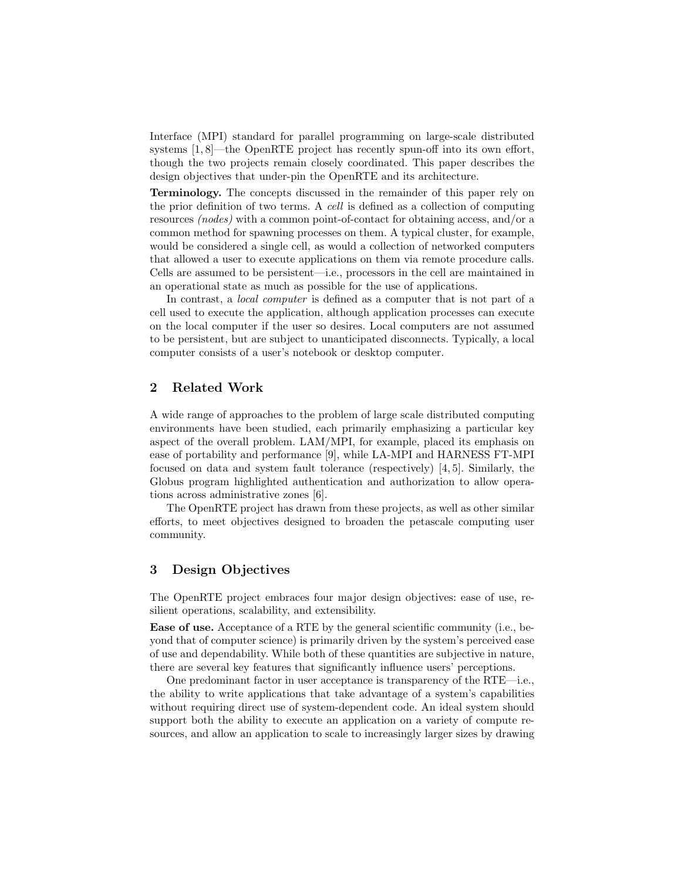Interface (MPI) standard for parallel programming on large-scale distributed systems [1, 8]—the OpenRTE project has recently spun-off into its own effort, though the two projects remain closely coordinated. This paper describes the design objectives that under-pin the OpenRTE and its architecture.

**Terminology.** The concepts discussed in the remainder of this paper rely on the prior definition of two terms. A *cell* is defined as a collection of computing resources *(nodes)* with a common point-of-contact for obtaining access, and/or a common method for spawning processes on them. A typical cluster, for example, would be considered a single cell, as would a collection of networked computers that allowed a user to execute applications on them via remote procedure calls. Cells are assumed to be persistent—i.e., processors in the cell are maintained in an operational state as much as possible for the use of applications.

In contrast, a *local computer* is defined as a computer that is not part of a cell used to execute the application, although application processes can execute on the local computer if the user so desires. Local computers are not assumed to be persistent, but are subject to unanticipated disconnects. Typically, a local computer consists of a user's notebook or desktop computer.

## 2 Related Work

A wide range of approaches to the problem of large scale distributed computing environments have been studied, each primarily emphasizing a particular key aspect of the overall problem. LAM/MPI, for example, placed its emphasis on ease of portability and performance [9], while LA-MPI and HARNESS FT-MPI focused on data and system fault tolerance (respectively) [4, 5]. Similarly, the Globus program highlighted authentication and authorization to allow operations across administrative zones [6].

The OpenRTE project has drawn from these projects, as well as other similar efforts, to meet objectives designed to broaden the petascale computing user community.

## 3 Design Objectives

The OpenRTE project embraces four major design objectives: ease of use, resilient operations, scalability, and extensibility.

**Ease of use.** Acceptance of a RTE by the general scientific community (i.e., beyond that of computer science) is primarily driven by the system's perceived ease of use and dependability. While both of these quantities are subjective in nature, there are several key features that significantly influence users' perceptions.

One predominant factor in user acceptance is transparency of the RTE—i.e., the ability to write applications that take advantage of a system's capabilities without requiring direct use of system-dependent code. An ideal system should support both the ability to execute an application on a variety of compute resources, and allow an application to scale to increasingly larger sizes by drawing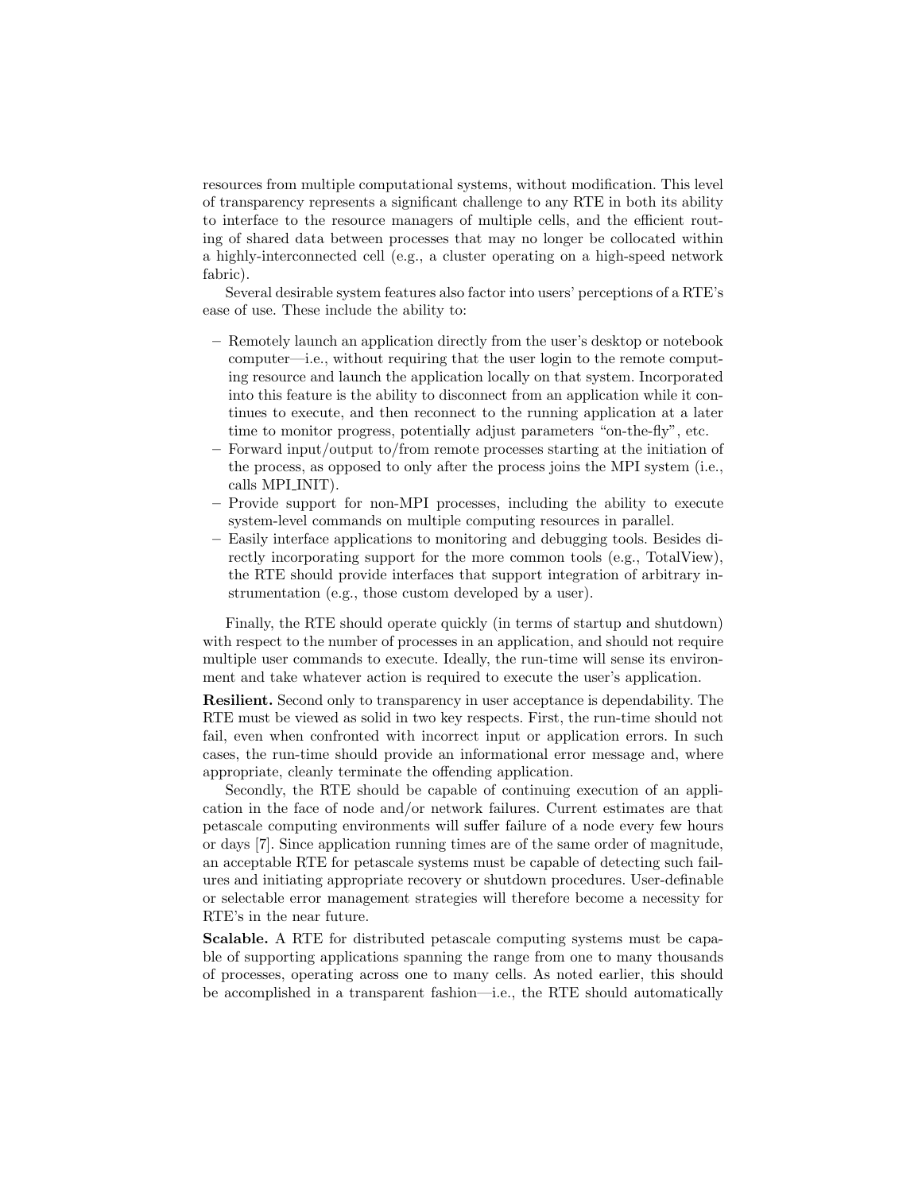resources from multiple computational systems, without modification. This level of transparency represents a significant challenge to any RTE in both its ability to interface to the resource managers of multiple cells, and the efficient routing of shared data between processes that may no longer be collocated within a highly-interconnected cell (e.g., a cluster operating on a high-speed network fabric).

Several desirable system features also factor into users' perceptions of a RTE's ease of use. These include the ability to:

- Remotely launch an application directly from the user's desktop or notebook computer—i.e., without requiring that the user login to the remote computing resource and launch the application locally on that system. Incorporated into this feature is the ability to disconnect from an application while it continues to execute, and then reconnect to the running application at a later time to monitor progress, potentially adjust parameters "on-the-fly", etc.
- Forward input/output to/from remote processes starting at the initiation of the process, as opposed to only after the process joins the MPI system (i.e., calls MPI_INIT).
- Provide support for non-MPI processes, including the ability to execute system-level commands on multiple computing resources in parallel.
- Easily interface applications to monitoring and debugging tools. Besides directly incorporating support for the more common tools (e.g., TotalView), the RTE should provide interfaces that support integration of arbitrary instrumentation (e.g., those custom developed by a user).

Finally, the RTE should operate quickly (in terms of startup and shutdown) with respect to the number of processes in an application, and should not require multiple user commands to execute. Ideally, the run-time will sense its environment and take whatever action is required to execute the user's application.

**Resilient.** Second only to transparency in user acceptance is dependability. The RTE must be viewed as solid in two key respects. First, the run-time should not fail, even when confronted with incorrect input or application errors. In such cases, the run-time should provide an informational error message and, where appropriate, cleanly terminate the offending application.

Secondly, the RTE should be capable of continuing execution of an application in the face of node and/or network failures. Current estimates are that petascale computing environments will suffer failure of a node every few hours or days [7]. Since application running times are of the same order of magnitude, an acceptable RTE for petascale systems must be capable of detecting such failures and initiating appropriate recovery or shutdown procedures. User-definable or selectable error management strategies will therefore become a necessity for RTE's in the near future.

**Scalable.** A RTE for distributed petascale computing systems must be capable of supporting applications spanning the range from one to many thousands of processes, operating across one to many cells. As noted earlier, this should be accomplished in a transparent fashion—i.e., the RTE should automatically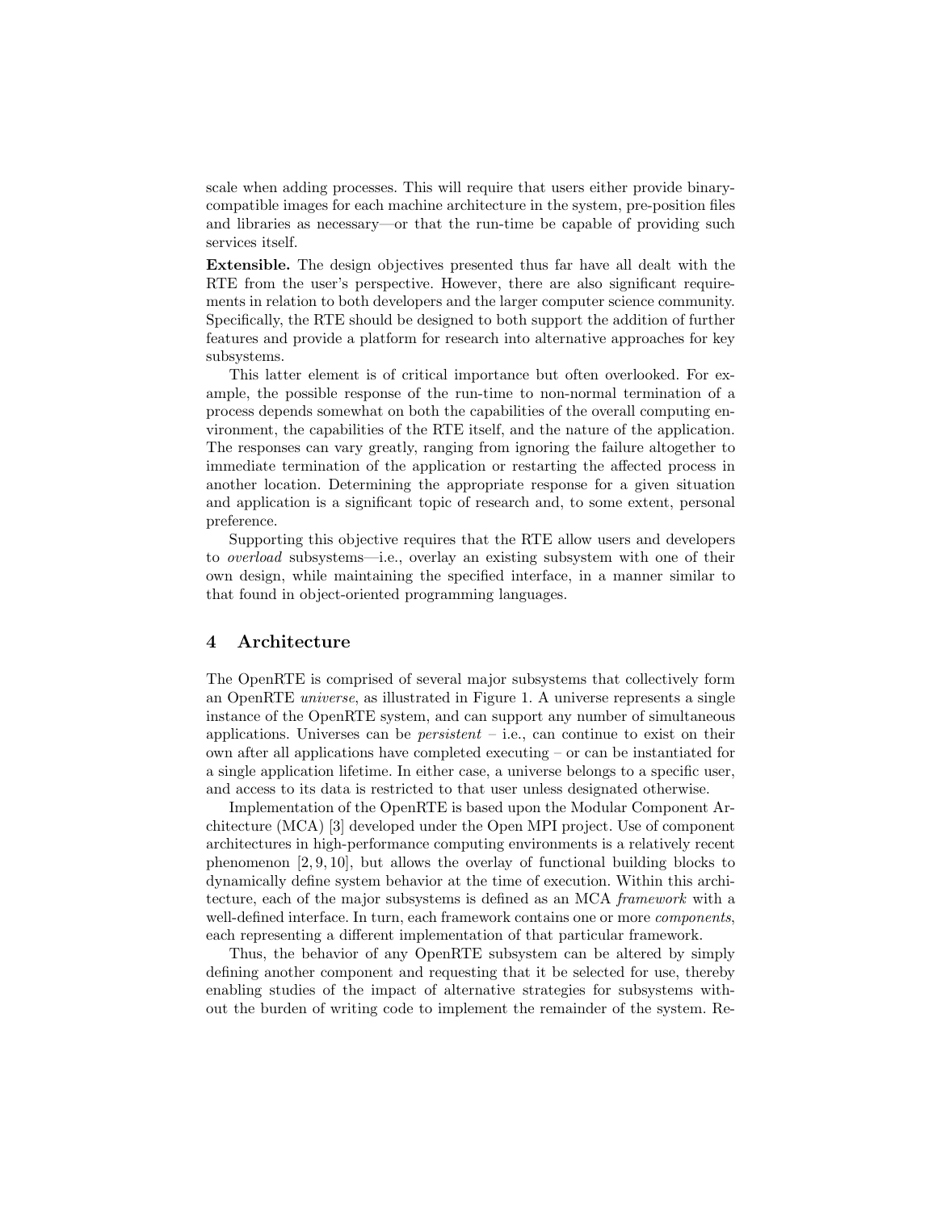scale when adding processes. This will require that users either provide binary-compatible images for each machine architecture in the system, pre-position files and libraries as necessary—or that the run-time be capable of providing such services itself.

**Extensible.** The design objectives presented thus far have all dealt with the RTE from the user's perspective. However, there are also significant requirements in relation to both developers and the larger computer science community. Specifically, the RTE should be designed to both support the addition of further features and provide a platform for research into alternative approaches for key subsystems.

This latter element is of critical importance but often overlooked. For example, the possible response of the run-time to non-normal termination of a process depends somewhat on both the capabilities of the overall computing environment, the capabilities of the RTE itself, and the nature of the application. The responses can vary greatly, ranging from ignoring the failure altogether to immediate termination of the application or restarting the affected process in another location. Determining the appropriate response for a given situation and application is a significant topic of research and, to some extent, personal preference.

Supporting this objective requires that the RTE allow users and developers to *overload* subsystems—i.e., overlay an existing subsystem with one of their own design, while maintaining the specified interface, in a manner similar to that found in object-oriented programming languages.

## 4 Architecture

The OpenRTE is comprised of several major subsystems that collectively form an OpenRTE *universe*, as illustrated in Figure 1. A universe represents a single instance of the OpenRTE system, and can support any number of simultaneous applications. Universes can be *persistent* – i.e., can continue to exist on their own after all applications have completed executing – or can be instantiated for a single application lifetime. In either case, a universe belongs to a specific user, and access to its data is restricted to that user unless designated otherwise.

Implementation of the OpenRTE is based upon the Modular Component Architecture (MCA) [3] developed under the Open MPI project. Use of component architectures in high-performance computing environments is a relatively recent phenomenon [2, 9, 10], but allows the overlay of functional building blocks to dynamically define system behavior at the time of execution. Within this architecture, each of the major subsystems is defined as an MCA *framework* with a well-defined interface. In turn, each framework contains one or more *components*, each representing a different implementation of that particular framework.

Thus, the behavior of any OpenRTE subsystem can be altered by simply defining another component and requesting that it be selected for use, thereby enabling studies of the impact of alternative strategies for subsystems without the burden of writing code to implement the remainder of the system. Re-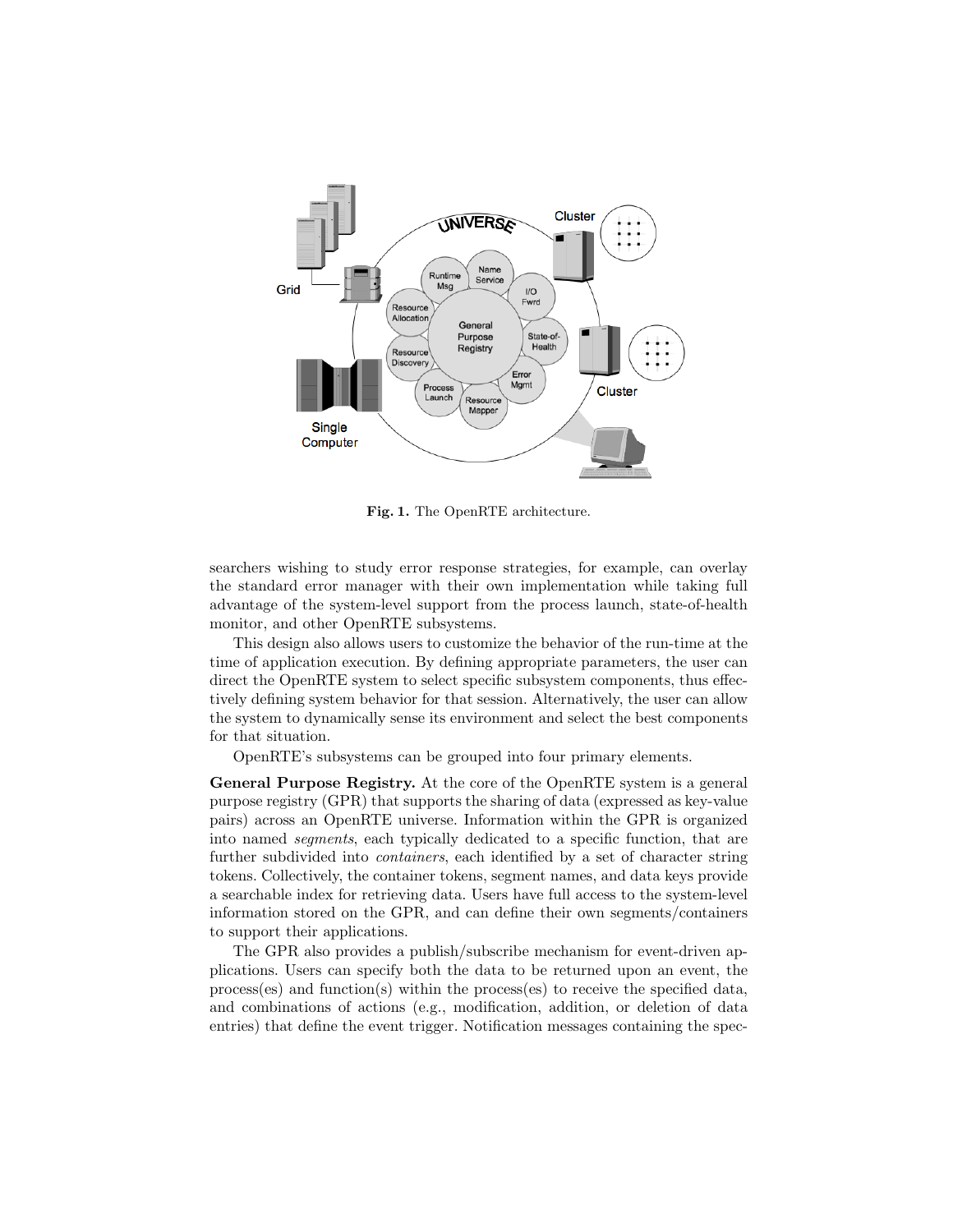**Fig. 1.** The OpenRTE architecture.

searchers wishing to study error response strategies, for example, can overlay the standard error manager with their own implementation while taking full advantage of the system-level support from the process launch, state-of-health monitor, and other OpenRTE subsystems.

This design also allows users to customize the behavior of the run-time at the time of application execution. By defining appropriate parameters, the user can direct the OpenRTE system to select specific subsystem components, thus effectively defining system behavior for that session. Alternatively, the user can allow the system to dynamically sense its environment and select the best components for that situation.

OpenRTE's subsystems can be grouped into four primary elements.

**General Purpose Registry.** At the core of the OpenRTE system is a general purpose registry (GPR) that supports the sharing of data (expressed as key-value pairs) across an OpenRTE universe. Information within the GPR is organized into named *segments*, each typically dedicated to a specific function, that are further subdivided into *containers*, each identified by a set of character string tokens. Collectively, the container tokens, segment names, and data keys provide a searchable index for retrieving data. Users have full access to the system-level information stored on the GPR, and can define their own segments/containers to support their applications.

The GPR also provides a publish/subscribe mechanism for event-driven applications. Users can specify both the data to be returned upon an event, the process(es) and function(s) within the process(es) to receive the specified data, and combinations of actions (e.g., modification, addition, or deletion of data entries) that define the event trigger. Notification messages containing the spec-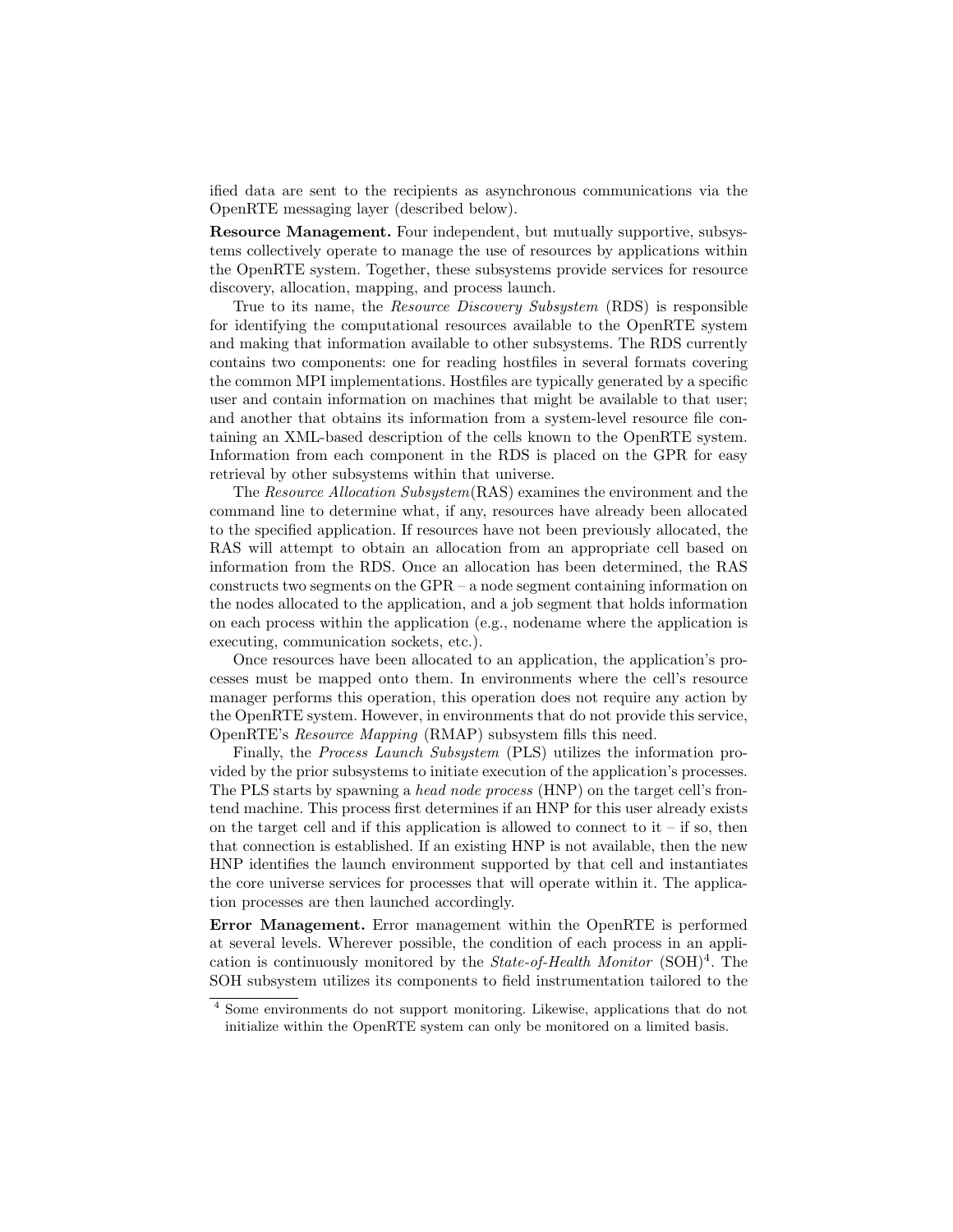ified data are sent to the recipients as asynchronous communications via the OpenRTE messaging layer (described below).

**Resource Management.** Four independent, but mutually supportive, subsystems collectively operate to manage the use of resources by applications within the OpenRTE system. Together, these subsystems provide services for resource discovery, allocation, mapping, and process launch.

True to its name, the *Resource Discovery Subsystem* (RDS) is responsible for identifying the computational resources available to the OpenRTE system and making that information available to other subsystems. The RDS currently contains two components: one for reading hostfiles in several formats covering the common MPI implementations. Hostfiles are typically generated by a specific user and contain information on machines that might be available to that user; and another that obtains its information from a system-level resource file containing an XML-based description of the cells known to the OpenRTE system. Information from each component in the RDS is placed on the GPR for easy retrieval by other subsystems within that universe.

The *Resource Allocation Subsystem*(RAS) examines the environment and the command line to determine what, if any, resources have already been allocated to the specified application. If resources have not been previously allocated, the RAS will attempt to obtain an allocation from an appropriate cell based on information from the RDS. Once an allocation has been determined, the RAS constructs two segments on the GPR – a node segment containing information on the nodes allocated to the application, and a job segment that holds information on each process within the application (e.g., nodename where the application is executing, communication sockets, etc.).

Once resources have been allocated to an application, the application's processes must be mapped onto them. In environments where the cell's resource manager performs this operation, this operation does not require any action by the OpenRTE system. However, in environments that do not provide this service, OpenRTE's *Resource Mapping* (RMAP) subsystem fills this need.

Finally, the *Process Launch Subsystem* (PLS) utilizes the information provided by the prior subsystems to initiate execution of the application's processes. The PLS starts by spawning a *head node process* (HNP) on the target cell's front-end machine. This process first determines if an HNP for this user already exists on the target cell and if this application is allowed to connect to it – if so, then that connection is established. If an existing HNP is not available, then the new HNP identifies the launch environment supported by that cell and instantiates the core universe services for processes that will operate within it. The application processes are then launched accordingly.

**Error Management.** Error management within the OpenRTE is performed at several levels. Wherever possible, the condition of each process in an application is continuously monitored by the *State-of-Health Monitor* (SOH)[4]. The SOH subsystem utilizes its components to field instrumentation tailored to the

[4] Some environments do not support monitoring. Likewise, applications that do not initialize within the OpenRTE system can only be monitored on a limited basis.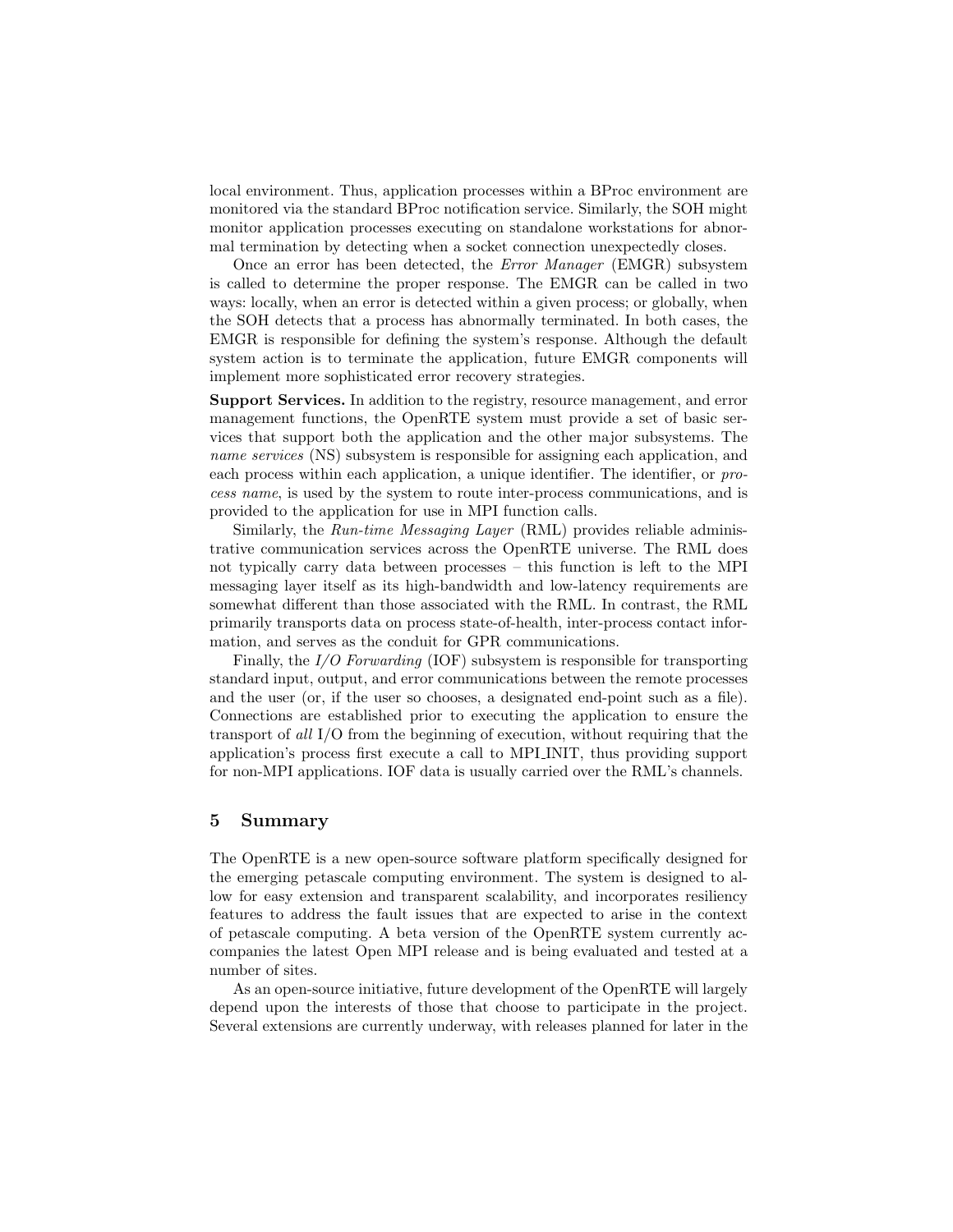local environment. Thus, application processes within a BProc environment are monitored via the standard BProc notification service. Similarly, the SOH might monitor application processes executing on standalone workstations for abnormal termination by detecting when a socket connection unexpectedly closes.

Once an error has been detected, the *Error Manager* (EMGR) subsystem is called to determine the proper response. The EMGR can be called in two ways: locally, when an error is detected within a given process; or globally, when the SOH detects that a process has abnormally terminated. In both cases, the EMGR is responsible for defining the system's response. Although the default system action is to terminate the application, future EMGR components will implement more sophisticated error recovery strategies.

**Support Services.** In addition to the registry, resource management, and error management functions, the OpenRTE system must provide a set of basic services that support both the application and the other major subsystems. The *name services* (NS) subsystem is responsible for assigning each application, and each process within each application, a unique identifier. The identifier, or *process name*, is used by the system to route inter-process communications, and is provided to the application for use in MPI function calls.

Similarly, the *Run-time Messaging Layer* (RML) provides reliable administrative communication services across the OpenRTE universe. The RML does not typically carry data between processes – this function is left to the MPI messaging layer itself as its high-bandwidth and low-latency requirements are somewhat different than those associated with the RML. In contrast, the RML primarily transports data on process state-of-health, inter-process contact information, and serves as the conduit for GPR communications.

Finally, the *I/O Forwarding* (IOF) subsystem is responsible for transporting standard input, output, and error communications between the remote processes and the user (or, if the user so chooses, a designated end-point such as a file). Connections are established prior to executing the application to ensure the transport of *all* I/O from the beginning of execution, without requiring that the application's process first execute a call to MPI_INIT, thus providing support for non-MPI applications. IOF data is usually carried over the RML's channels.

## 5 Summary

The OpenRTE is a new open-source software platform specifically designed for the emerging petascale computing environment. The system is designed to allow for easy extension and transparent scalability, and incorporates resiliency features to address the fault issues that are expected to arise in the context of petascale computing. A beta version of the OpenRTE system currently accompanies the latest Open MPI release and is being evaluated and tested at a number of sites.

As an open-source initiative, future development of the OpenRTE will largely depend upon the interests of those that choose to participate in the project. Several extensions are currently underway, with releases planned for later in the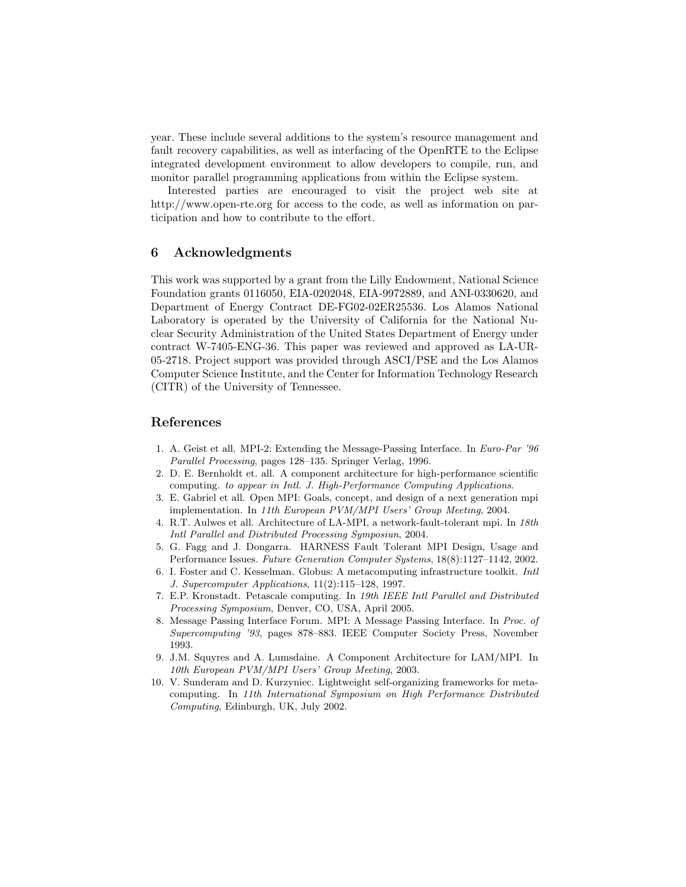year. These include several additions to the system's resource management and fault recovery capabilities, as well as interfacing of the OpenRTE to the Eclipse integrated development environment to allow developers to compile, run, and monitor parallel programming applications from within the Eclipse system.

Interested parties are encouraged to visit the project web site at http://www.open-rte.org for access to the code, as well as information on participation and how to contribute to the effort.

## 6 Acknowledgments

This work was supported by a grant from the Lilly Endowment, National Science Foundation grants 0116050, EIA-0202048, EIA-9972889, and ANI-0330620, and Department of Energy Contract DE-FG02-02ER25536. Los Alamos National Laboratory is operated by the University of California for the National Nuclear Security Administration of the United States Department of Energy under contract W-7405-ENG-36. This paper was reviewed and approved as LA-UR-05-2718. Project support was provided through ASCI/PSE and the Los Alamos Computer Science Institute, and the Center for Information Technology Research (CITR) of the University of Tennessee.

## References

1. A. Geist et all. MPI-2: Extending the Message-Passing Interface. In *Euro-Par '96 Parallel Processing*, pages 128–135. Springer Verlag, 1996.
2. D. E. Bernholdt et. all. A component architecture for high-performance scientific computing. *to appear in Intl. J. High-Performance Computing Applications*.
3. E. Gabriel et all. Open MPI: Goals, concept, and design of a next generation mpi implementation. In *11th European PVM/MPI Users' Group Meeting*, 2004.
4. R.T. Aulwes et all. Architecture of LA-MPI, a network-fault-tolerant mpi. In *18th Intl Parallel and Distributed Processing Symposiun*, 2004.
5. G. Fagg and J. Dongarra. HARNESS Fault Tolerant MPI Design, Usage and Performance Issues. *Future Generation Computer Systems*, 18(8):1127–1142, 2002.
6. I. Foster and C. Kesselman. Globus: A metacomputing infrastructure toolkit. *Intl J. Supercomputer Applications*, 11(2):115–128, 1997.
7. E.P. Kronstadt. Petascale computing. In *19th IEEE Intl Parallel and Distributed Processing Symposium*, Denver, CO, USA, April 2005.
8. Message Passing Interface Forum. MPI: A Message Passing Interface. In *Proc. of Supercomputing '93*, pages 878–883. IEEE Computer Society Press, November 1993.
9. J.M. Squyres and A. Lumsdaine. A Component Architecture for LAM/MPI. In *10th European PVM/MPI Users' Group Meeting*, 2003.
10. V. Sunderam and D. Kurzyniec. Lightweight self-organizing frameworks for metacomputing. In *11th International Symposium on High Performance Distributed Computing*, Edinburgh, UK, July 2002.